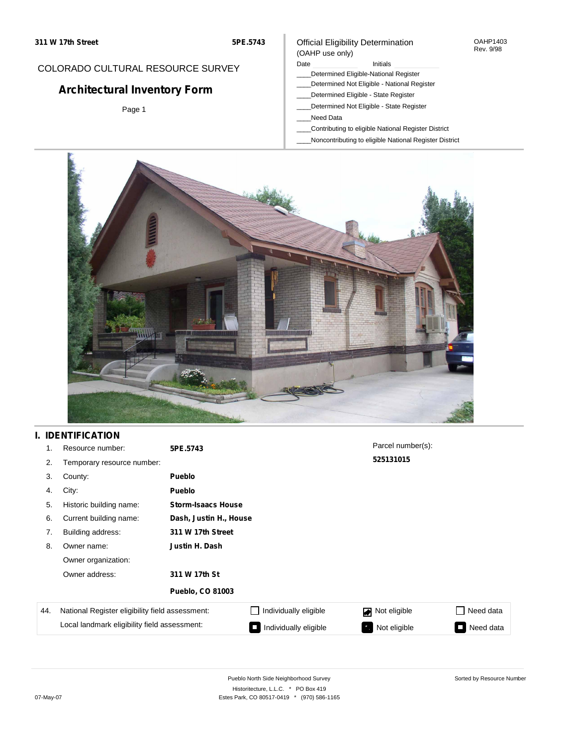311 W 17th Street | 5PE.5743

COLORADO CULTURAL RESOURCE SURVEY

# Architectural Inventory Form

Page 1

Official Eligibility Determination (OAHP use only)

OAHP1403 Rev. 9/98

Date ______ Initials ______

____Determined Eligible-National Register
____Determined Not Eligible - National Register
____Determined Eligible - State Register
____Determined Not Eligible - State Register
____Need Data
____Contributing to eligible National Register District
____Noncontributing to eligible National Register District

## I. IDENTIFICATION

1. Resource number: **5PE.5743**
2. Temporary resource number:
3. County: **Pueblo**
4. City: **Pueblo**
5. Historic building name: **Storm-Isaacs House**
6. Current building name: **Dash, Justin H., House**
7. Building address: **311 W 17th Street**
8. Owner name: **Justin H. Dash**

   Owner organization:

   Owner address: **311 W 17th St**

   **Pueblo, CO 81003**

Parcel number(s): **525131015**

| 44. | | | | |
|---|---|---|---|---|
| | National Register eligibility field assessment: | ☐ Individually eligible | ☑ Not eligible | ☐ Need data |
| | Local landmark eligibility field assessment: | ■ Individually eligible | ■ Not eligible | ■ Need data |

Pueblo North Side Neighborhood Survey
Historitecture, L.L.C. * PO Box 419
Estes Park, CO 80517-0419 * (970) 586-1165

Sorted by Resource Number

07-May-07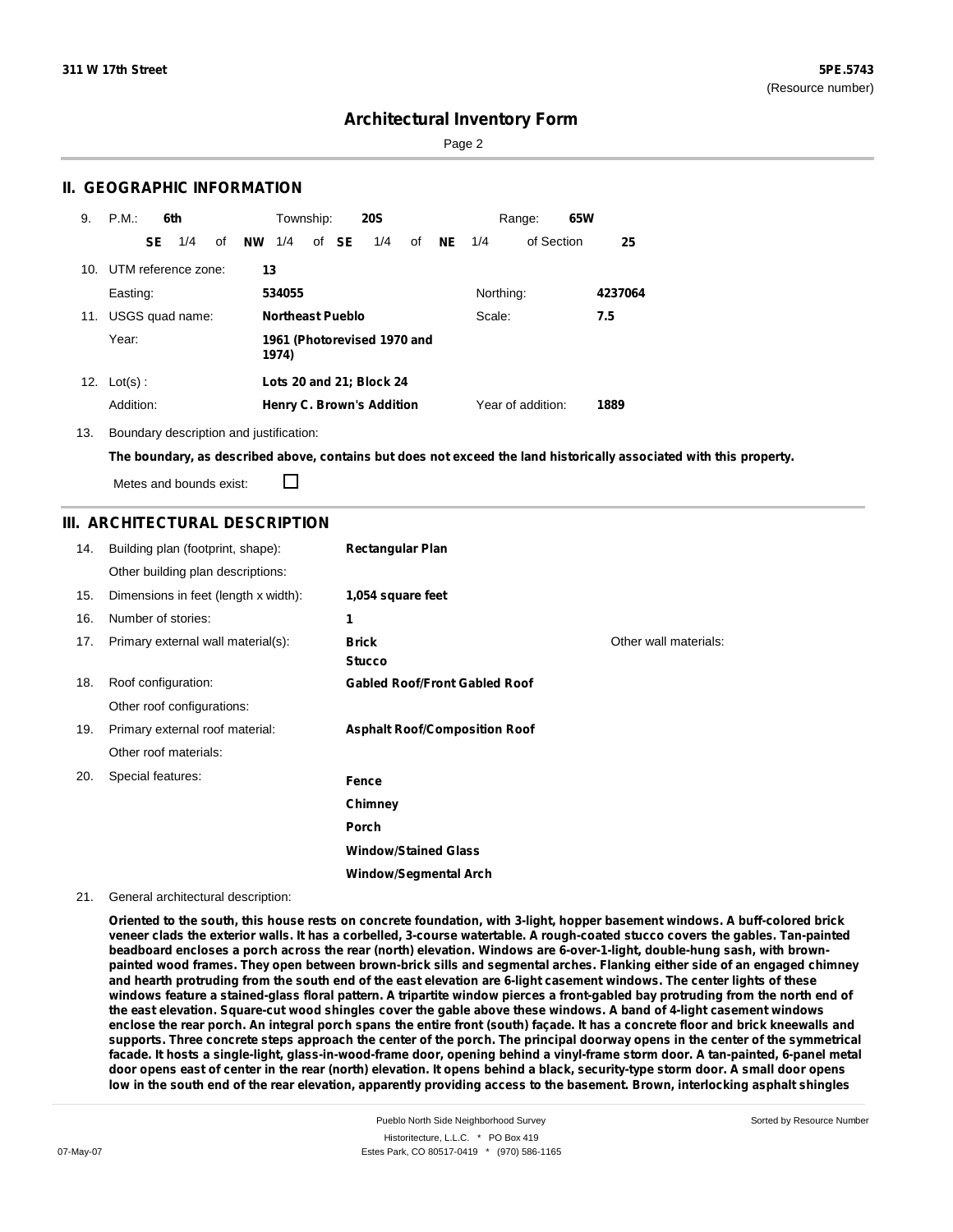# Architectural Inventory Form

## II. GEOGRAPHIC INFORMATION

9. P.M.: **6th** Township: **20S** Range: **65W**

**SE** 1/4 of **NW** 1/4 of **SE** 1/4 of **NE** 1/4 of Section **25**

10. UTM reference zone: **13**

Easting: **534055** Northing: **4237064**

11. USGS quad name: **Northeast Pueblo** Scale: **7.5**

Year: **1961 (Photorevised 1970 and 1974)**

12. Lot(s) : **Lots 20 and 21; Block 24**

Addition: **Henry C. Brown's Addition** Year of addition: **1889**

13. Boundary description and justification:

**The boundary, as described above, contains but does not exceed the land historically associated with this property.**

Metes and bounds exist: ☐

## III. ARCHITECTURAL DESCRIPTION

14. Building plan (footprint, shape): **Rectangular Plan**

Other building plan descriptions:

15. Dimensions in feet (length x width): **1,054 square feet**

16. Number of stories: **1**

17. Primary external wall material(s): **Brick**, **Stucco**

Other wall materials:

18. Roof configuration: **Gabled Roof/Front Gabled Roof**

Other roof configurations:

19. Primary external roof material: **Asphalt Roof/Composition Roof**

Other roof materials:

20. Special features:

- **Fence**
- **Chimney**
- **Porch**
- **Window/Stained Glass**
- **Window/Segmental Arch**

21. General architectural description:

**Oriented to the south, this house rests on concrete foundation, with 3-light, hopper basement windows. A buff-colored brick veneer clads the exterior walls. It has a corbelled, 3-course watertable. A rough-coated stucco covers the gables. Tan-painted beadboard encloses a porch across the rear (north) elevation. Windows are 6-over-1-light, double-hung sash, with brown-painted wood frames. They open between brown-brick sills and segmental arches. Flanking either side of an engaged chimney and hearth protruding from the south end of the east elevation are 6-light casement windows. The center lights of these windows feature a stained-glass floral pattern. A tripartite window pierces a front-gabled bay protruding from the north end of the east elevation. Square-cut wood shingles cover the gable above these windows. A band of 4-light casement windows enclose the rear porch. An integral porch spans the entire front (south) façade. It has a concrete floor and brick kneewalls and supports. Three concrete steps approach the center of the porch. The principal doorway opens in the center of the symmetrical facade. It hosts a single-light, glass-in-wood-frame door, opening behind a vinyl-frame storm door. A tan-painted, 6-panel metal door opens east of center in the rear (north) elevation. It opens behind a black, security-type storm door. A small door opens low in the south end of the rear elevation, apparently providing access to the basement. Brown, interlocking asphalt shingles**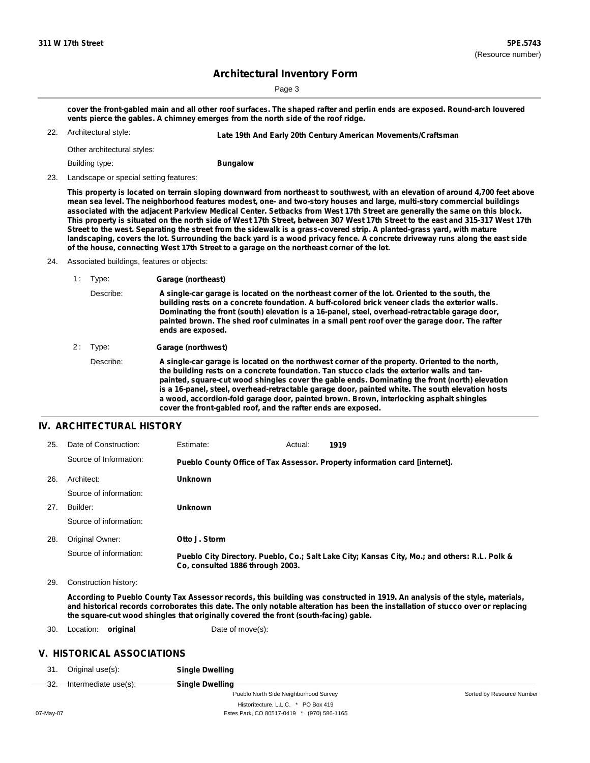cover the front-gabled main and all other roof surfaces. The shaped rafter and perlin ends are exposed. Round-arch louvered vents pierce the gables. A chimney emerges from the north side of the roof ridge.

22. Architectural style: **Late 19th And Early 20th Century American Movements/Craftsman**

Other architectural styles:

Building type: **Bungalow**

23. Landscape or special setting features:

**This property is located on terrain sloping downward from northeast to southwest, with an elevation of around 4,700 feet above mean sea level. The neighborhood features modest, one- and two-story houses and large, multi-story commercial buildings associated with the adjacent Parkview Medical Center. Setbacks from West 17th Street are generally the same on this block. This property is situated on the north side of West 17th Street, between 307 West 17th Street to the east and 315-317 West 17th Street to the west. Separating the street from the sidewalk is a grass-covered strip. A planted-grass yard, with mature landscaping, covers the lot. Surrounding the back yard is a wood privacy fence. A concrete driveway runs along the east side of the house, connecting West 17th Street to a garage on the northeast corner of the lot.**

24. Associated buildings, features or objects:

1 : Type: **Garage (northeast)**

Describe: **A single-car garage is located on the northeast corner of the lot. Oriented to the south, the building rests on a concrete foundation. A buff-colored brick veneer clads the exterior walls. Dominating the front (south) elevation is a 16-panel, steel, overhead-retractable garage door, painted brown. The shed roof culminates in a small pent roof over the garage door. The rafter ends are exposed.**

2 : Type: **Garage (northwest)**

Describe: **A single-car garage is located on the northwest corner of the property. Oriented to the north, the building rests on a concrete foundation. Tan stucco clads the exterior walls and tan-painted, square-cut wood shingles cover the gable ends. Dominating the front (north) elevation is a 16-panel, steel, overhead-retractable garage door, painted white. The south elevation hosts a wood, accordion-fold garage door, painted brown. Brown, interlocking asphalt shingles cover the front-gabled roof, and the rafter ends are exposed.**

## IV. ARCHITECTURAL HISTORY

25. Date of Construction: Estimate: Actual: **1919**

Source of Information: **Pueblo County Office of Tax Assessor. Property information card [internet].**

26. Architect: **Unknown**

Source of information:

27. Builder: **Unknown**

Source of information:

28. Original Owner: **Otto J. Storm**

Source of information: **Pueblo City Directory. Pueblo, Co.; Salt Lake City; Kansas City, Mo.; and others: R.L. Polk & Co, consulted 1886 through 2003.**

29. Construction history:

**According to Pueblo County Tax Assessor records, this building was constructed in 1919. An analysis of the style, materials, and historical records corroborates this date. The only notable alteration has been the installation of stucco over or replacing the square-cut wood shingles that originally covered the front (south-facing) gable.**

30. Location: **original** Date of move(s):

## V. HISTORICAL ASSOCIATIONS

31. Original use(s): **Single Dwelling**

32. Intermediate use(s): **Single Dwelling**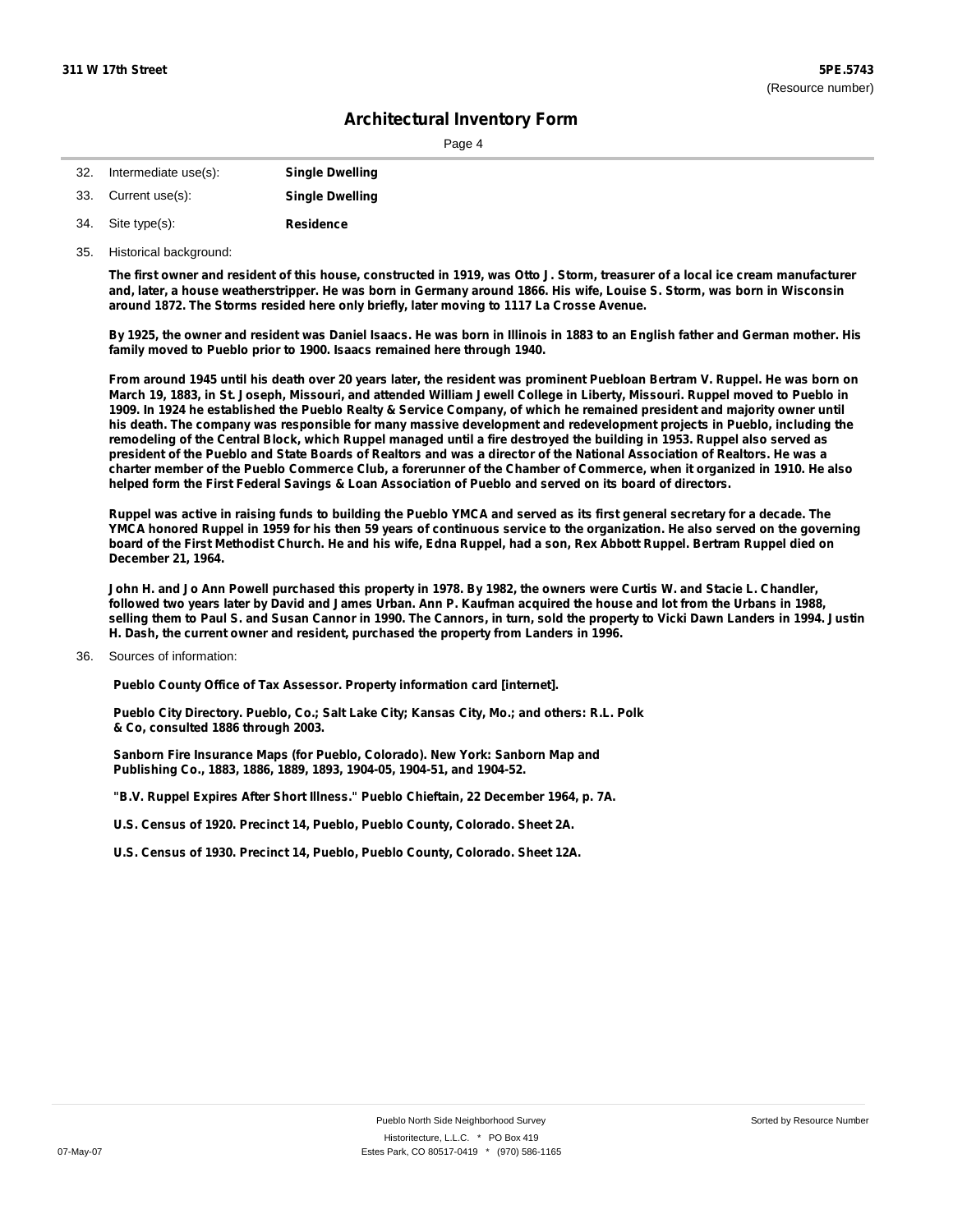## Architectural Inventory Form

32. Intermediate use(s): **Single Dwelling**

33. Current use(s): **Single Dwelling**

34. Site type(s): **Residence**

35. Historical background:

**The first owner and resident of this house, constructed in 1919, was Otto J. Storm, treasurer of a local ice cream manufacturer and, later, a house weatherstripper. He was born in Germany around 1866. His wife, Louise S. Storm, was born in Wisconsin around 1872. The Storms resided here only briefly, later moving to 1117 La Crosse Avenue.**

**By 1925, the owner and resident was Daniel Isaacs. He was born in Illinois in 1883 to an English father and German mother. His family moved to Pueblo prior to 1900. Isaacs remained here through 1940.**

**From around 1945 until his death over 20 years later, the resident was prominent Puebloan Bertram V. Ruppel. He was born on March 19, 1883, in St. Joseph, Missouri, and attended William Jewell College in Liberty, Missouri. Ruppel moved to Pueblo in 1909. In 1924 he established the Pueblo Realty & Service Company, of which he remained president and majority owner until his death. The company was responsible for many massive development and redevelopment projects in Pueblo, including the remodeling of the Central Block, which Ruppel managed until a fire destroyed the building in 1953. Ruppel also served as president of the Pueblo and State Boards of Realtors and was a director of the National Association of Realtors. He was a charter member of the Pueblo Commerce Club, a forerunner of the Chamber of Commerce, when it organized in 1910. He also helped form the First Federal Savings & Loan Association of Pueblo and served on its board of directors.**

**Ruppel was active in raising funds to building the Pueblo YMCA and served as its first general secretary for a decade. The YMCA honored Ruppel in 1959 for his then 59 years of continuous service to the organization. He also served on the governing board of the First Methodist Church. He and his wife, Edna Ruppel, had a son, Rex Abbott Ruppel. Bertram Ruppel died on December 21, 1964.**

**John H. and Jo Ann Powell purchased this property in 1978. By 1982, the owners were Curtis W. and Stacie L. Chandler, followed two years later by David and James Urban. Ann P. Kaufman acquired the house and lot from the Urbans in 1988, selling them to Paul S. and Susan Cannor in 1990. The Cannors, in turn, sold the property to Vicki Dawn Landers in 1994. Justin H. Dash, the current owner and resident, purchased the property from Landers in 1996.**

36. Sources of information:

**Pueblo County Office of Tax Assessor. Property information card [internet].**

**Pueblo City Directory. Pueblo, Co.; Salt Lake City; Kansas City, Mo.; and others: R.L. Polk & Co, consulted 1886 through 2003.**

**Sanborn Fire Insurance Maps (for Pueblo, Colorado). New York: Sanborn Map and Publishing Co., 1883, 1886, 1889, 1893, 1904-05, 1904-51, and 1904-52.**

**"B.V. Ruppel Expires After Short Illness." Pueblo Chieftain, 22 December 1964, p. 7A.**

**U.S. Census of 1920. Precinct 14, Pueblo, Pueblo County, Colorado. Sheet 2A.**

**U.S. Census of 1930. Precinct 14, Pueblo, Pueblo County, Colorado. Sheet 12A.**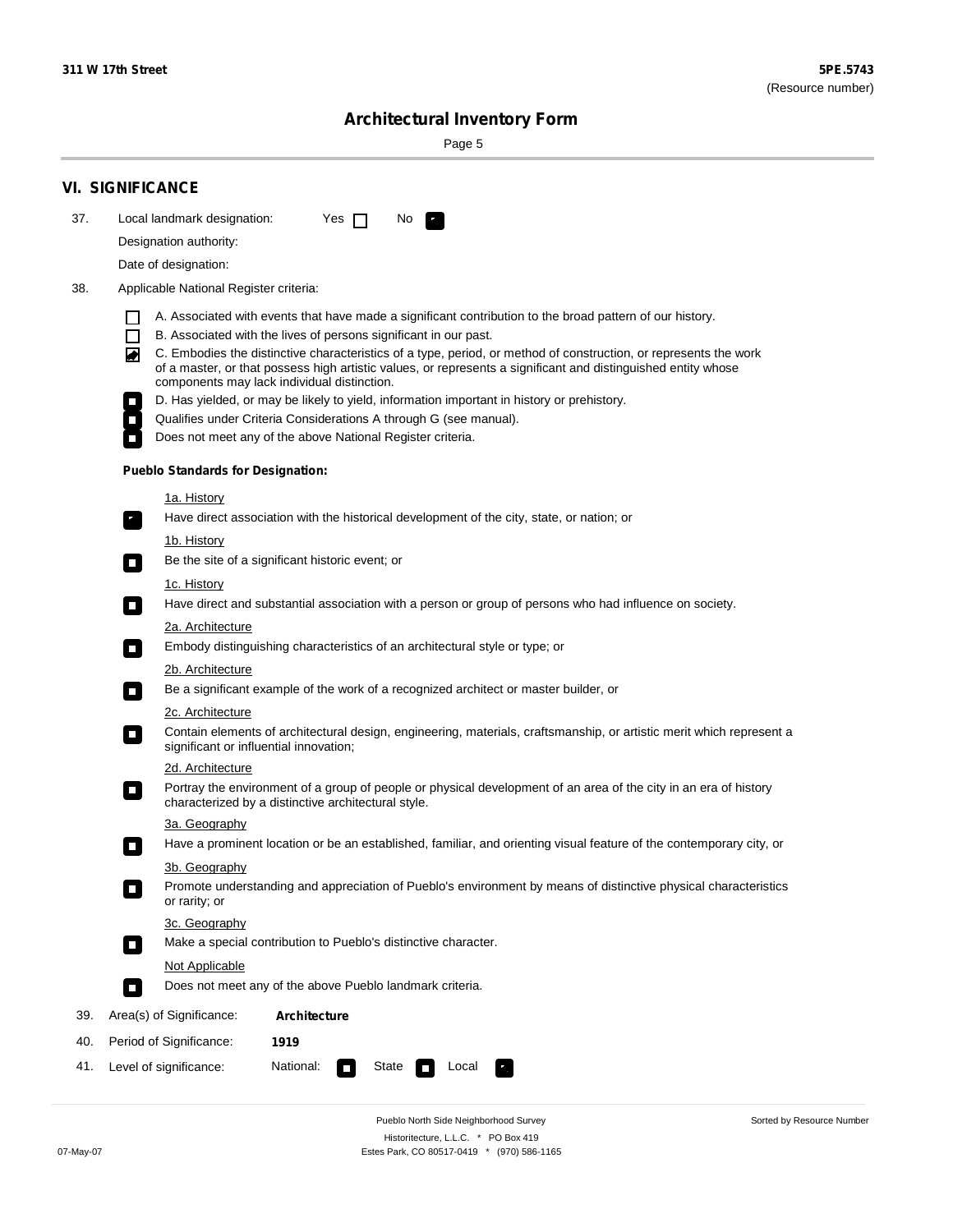## VI. SIGNIFICANCE

37. Local landmark designation: Yes ☐ No ☑

Designation authority:

Date of designation:

38. Applicable National Register criteria:

- ☐ A. Associated with events that have made a significant contribution to the broad pattern of our history.
- ☐ B. Associated with the lives of persons significant in our past.
- ☑ C. Embodies the distinctive characteristics of a type, period, or method of construction, or represents the work of a master, or that possess high artistic values, or represents a significant and distinguished entity whose components may lack individual distinction.
- ☐ D. Has yielded, or may be likely to yield, information important in history or prehistory.
- ☐ Qualifies under Criteria Considerations A through G (see manual).
- ☐ Does not meet any of the above National Register criteria.

**Pueblo Standards for Designation:**

1a. History
☑ Have direct association with the historical development of the city, state, or nation; or

1b. History
☐ Be the site of a significant historic event; or

1c. History
☐ Have direct and substantial association with a person or group of persons who had influence on society.

2a. Architecture
☐ Embody distinguishing characteristics of an architectural style or type; or

2b. Architecture
☐ Be a significant example of the work of a recognized architect or master builder, or

2c. Architecture
☐ Contain elements of architectural design, engineering, materials, craftsmanship, or artistic merit which represent a significant or influential innovation;

2d. Architecture
☐ Portray the environment of a group of people or physical development of an area of the city in an era of history characterized by a distinctive architectural style.

3a. Geography
☐ Have a prominent location or be an established, familiar, and orienting visual feature of the contemporary city, or

3b. Geography
☐ Promote understanding and appreciation of Pueblo's environment by means of distinctive physical characteristics or rarity; or

3c. Geography
☐ Make a special contribution to Pueblo's distinctive character.

Not Applicable
☐ Does not meet any of the above Pueblo landmark criteria.

39. Area(s) of Significance: **Architecture**

40. Period of Significance: **1919**

41. Level of significance: National: ☐ State ☐ Local ☑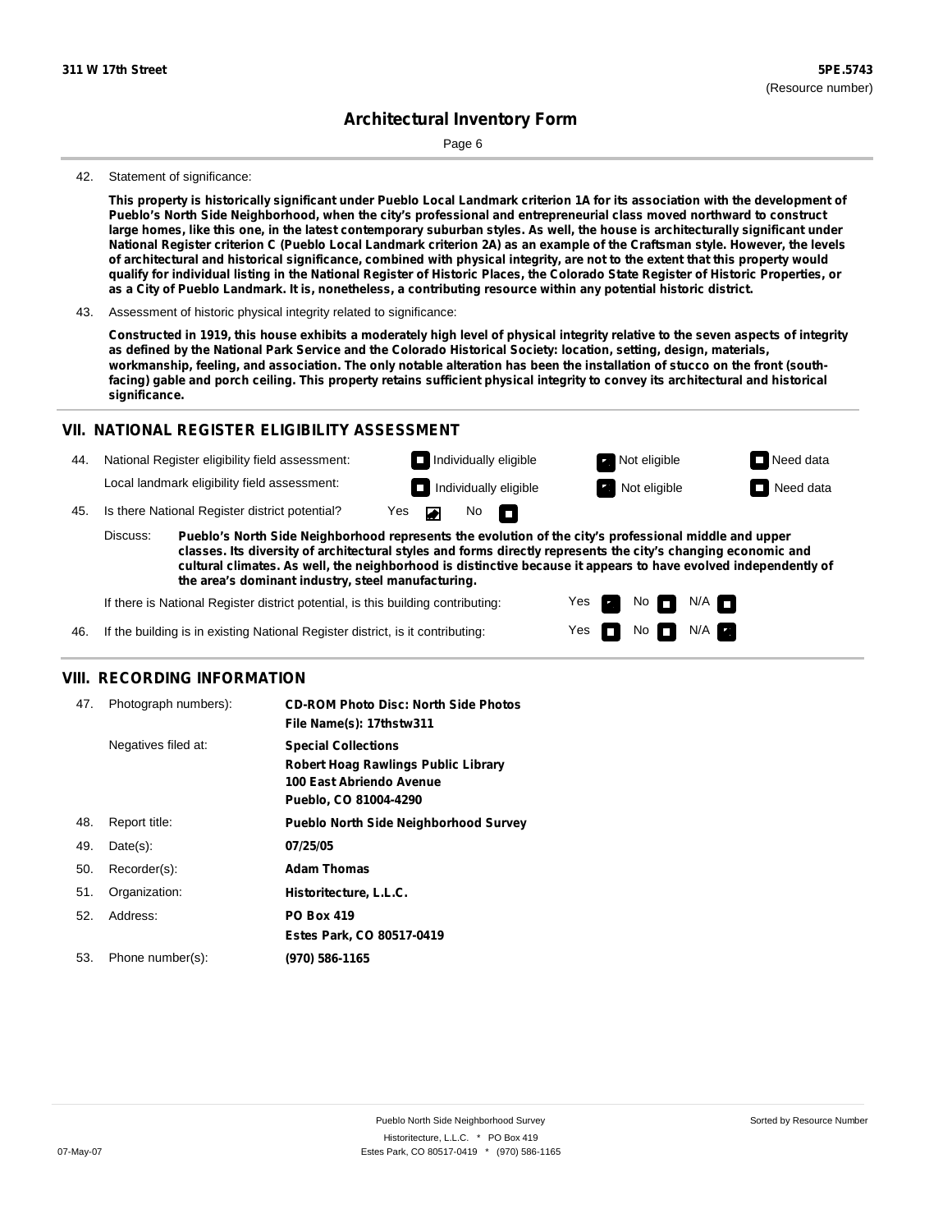42. Statement of significance:

**This property is historically significant under Pueblo Local Landmark criterion 1A for its association with the development of Pueblo's North Side Neighborhood, when the city's professional and entrepreneurial class moved northward to construct large homes, like this one, in the latest contemporary suburban styles. As well, the house is architecturally significant under National Register criterion C (Pueblo Local Landmark criterion 2A) as an example of the Craftsman style. However, the levels of architectural and historical significance, combined with physical integrity, are not to the extent that this property would qualify for individual listing in the National Register of Historic Places, the Colorado State Register of Historic Properties, or as a City of Pueblo Landmark. It is, nonetheless, a contributing resource within any potential historic district.**

43. Assessment of historic physical integrity related to significance:

**Constructed in 1919, this house exhibits a moderately high level of physical integrity relative to the seven aspects of integrity as defined by the National Park Service and the Colorado Historical Society: location, setting, design, materials, workmanship, feeling, and association. The only notable alteration has been the installation of stucco on the front (south-facing) gable and porch ceiling. This property retains sufficient physical integrity to convey its architectural and historical significance.**

## VII. NATIONAL REGISTER ELIGIBILITY ASSESSMENT

44. National Register eligibility field assessment: ☐ Individually eligible ☒ Not eligible ☐ Need data

Local landmark eligibility field assessment: ☐ Individually eligible ☒ Not eligible ☐ Need data

45. Is there National Register district potential? Yes ☒ No ☐

Discuss: **Pueblo's North Side Neighborhood represents the evolution of the city's professional middle and upper classes. Its diversity of architectural styles and forms directly represents the city's changing economic and cultural climates. As well, the neighborhood is distinctive because it appears to have evolved independently of the area's dominant industry, steel manufacturing.**

If there is National Register district potential, is this building contributing: Yes ☒ No ☐ N/A ☐

46. If the building is in existing National Register district, is it contributing: Yes ☐ No ☐ N/A ☒

## VIII. RECORDING INFORMATION

47. Photograph numbers): **CD-ROM Photo Disc: North Side Photos**
**File Name(s): 17thstw311**

Negatives filed at: **Special Collections**
**Robert Hoag Rawlings Public Library**
**100 East Abriendo Avenue**
**Pueblo, CO 81004-4290**

48. Report title: **Pueblo North Side Neighborhood Survey**

49. Date(s): **07/25/05**

50. Recorder(s): **Adam Thomas**

51. Organization: **Historitecture, L.L.C.**

52. Address: **PO Box 419**
**Estes Park, CO 80517-0419**

53. Phone number(s): **(970) 586-1165**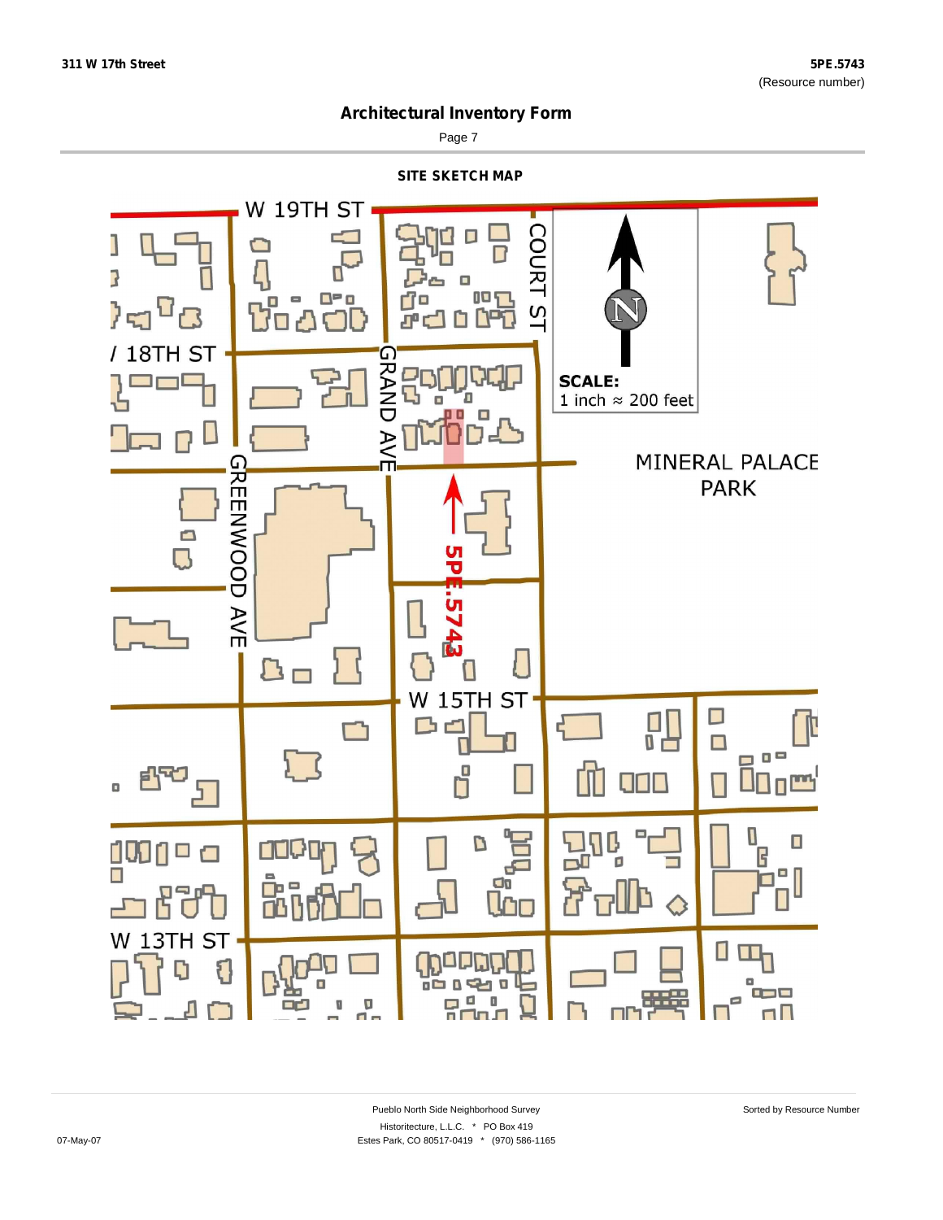## Architectural Inventory Form

### SITE SKETCH MAP

W 19TH ST

COURT ST

/ 18TH ST

GRAND AVE

SCALE:
1 inch ≈ 200 feet

MINERAL PALACE PARK

GREENWOOD AVE

5PE.5743

W 15TH ST

W 13TH ST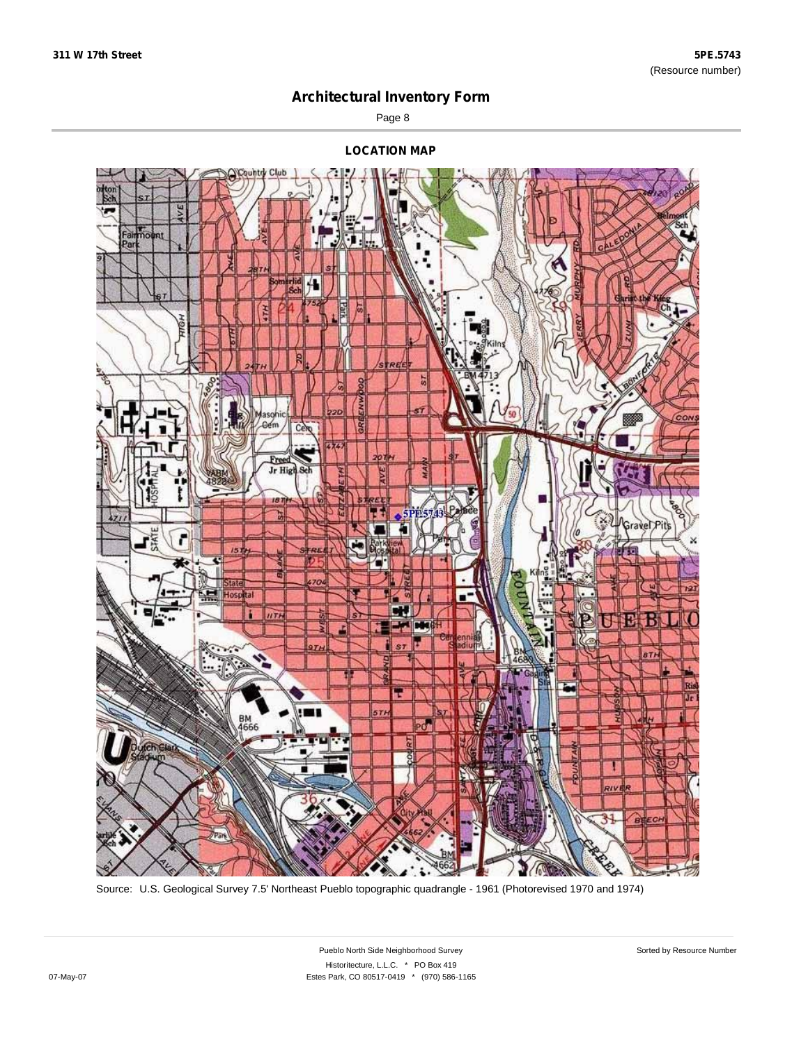311 W 17th Street

5PE.5743
(Resource number)

# Architectural Inventory Form

## LOCATION MAP

Source: U.S. Geological Survey 7.5' Northeast Pueblo topographic quadrangle - 1961 (Photorevised 1970 and 1974)

Pueblo North Side Neighborhood Survey
Historitecture, L.L.C. * PO Box 419
Estes Park, CO 80517-0419 * (970) 586-1165

Sorted by Resource Number

07-May-07